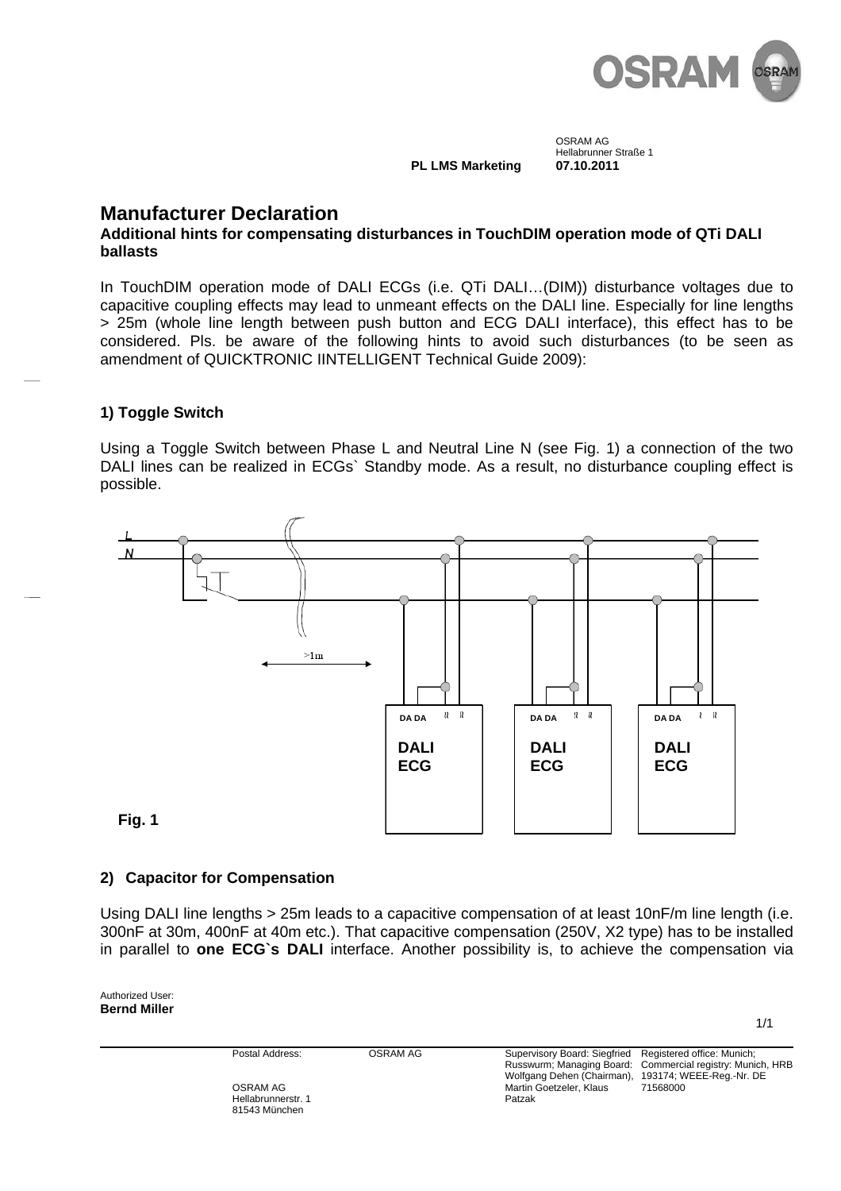OSRAM AG
Hellabrunner Straße 1

**PL LMS Marketing** **07.10.2011**

# Manufacturer Declaration

**Additional hints for compensating disturbances in TouchDIM operation mode of QTi DALI ballasts**

In TouchDIM operation mode of DALI ECGs (i.e. QTi DALI…(DIM)) disturbance voltages due to capacitive coupling effects may lead to unmeant effects on the DALI line. Especially for line lengths > 25m (whole line length between push button and ECG DALI interface), this effect has to be considered. Pls. be aware of the following hints to avoid such disturbances (to be seen as amendment of QUICKTRONIC IINTELLIGENT Technical Guide 2009):

## 1) Toggle Switch

Using a Toggle Switch between Phase L and Neutral Line N (see Fig. 1) a connection of the two DALI lines can be realized in ECGs` Standby mode. As a result, no disturbance coupling effect is possible.

L
N
>1m
DA DA
DALI ECG
DA DA
DALI ECG
DA DA
DALI ECG

**Fig. 1**

## 2) Capacitor for Compensation

Using DALI line lengths > 25m leads to a capacitive compensation of at least 10nF/m line length (i.e. 300nF at 30m, 400nF at 40m etc.). That capacitive compensation (250V, X2 type) has to be installed in parallel to **one ECG`s DALI** interface. Another possibility is, to achieve the compensation via

Authorized User:
**Bernd Miller**

Postal Address: OSRAM AG
OSRAM AG
Hellabrunnerstr. 1
81543 München

Supervisory Board: Siegfried Russwurm; Managing Board: Wolfgang Dehen (Chairman), Martin Goetzeler, Klaus Patzak

Registered office: Munich; Commercial registry: Munich, HRB 193174; WEEE-Reg.-Nr. DE 71568000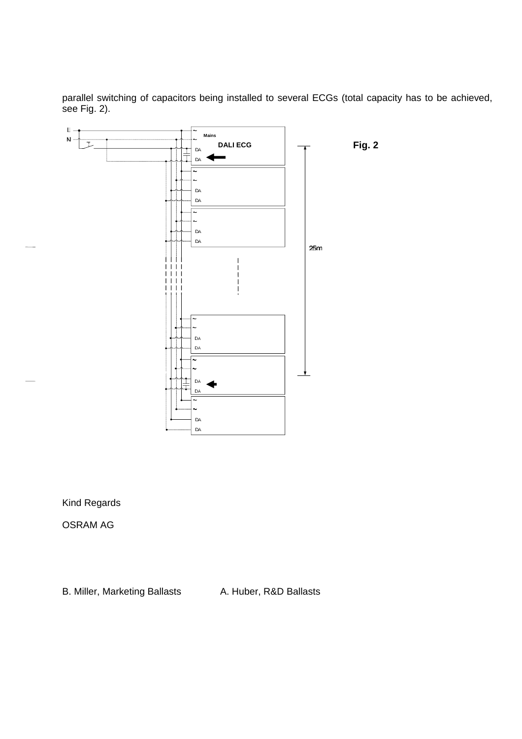parallel switching of capacitors being installed to several ECGs (total capacity has to be achieved, see Fig. 2).

L

N

Mains

DALI ECG

DA

DA

25m

Fig. 2

Kind Regards

OSRAM AG

B. Miller, Marketing Ballasts A. Huber, R&D Ballasts